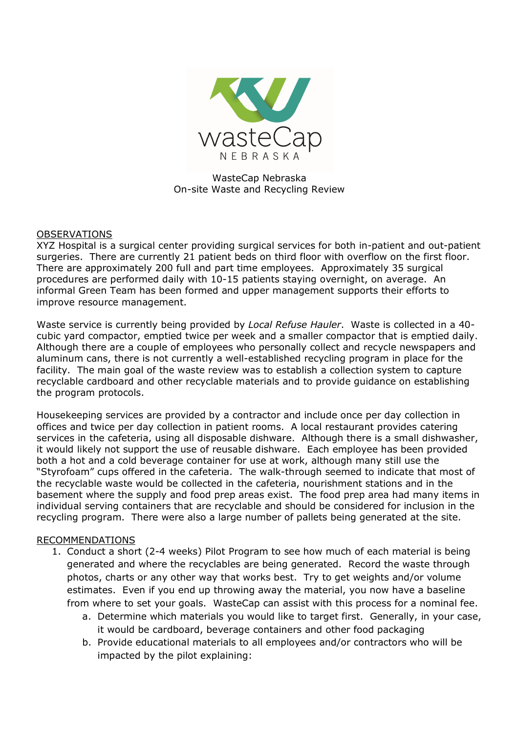WasteCap Nebraska
On-site Waste and Recycling Review

## OBSERVATIONS

XYZ Hospital is a surgical center providing surgical services for both in-patient and out-patient surgeries. There are currently 21 patient beds on third floor with overflow on the first floor. There are approximately 200 full and part time employees. Approximately 35 surgical procedures are performed daily with 10-15 patients staying overnight, on average. An informal Green Team has been formed and upper management supports their efforts to improve resource management.

Waste service is currently being provided by *Local Refuse Hauler*. Waste is collected in a 40-cubic yard compactor, emptied twice per week and a smaller compactor that is emptied daily. Although there are a couple of employees who personally collect and recycle newspapers and aluminum cans, there is not currently a well-established recycling program in place for the facility. The main goal of the waste review was to establish a collection system to capture recyclable cardboard and other recyclable materials and to provide guidance on establishing the program protocols.

Housekeeping services are provided by a contractor and include once per day collection in offices and twice per day collection in patient rooms. A local restaurant provides catering services in the cafeteria, using all disposable dishware. Although there is a small dishwasher, it would likely not support the use of reusable dishware. Each employee has been provided both a hot and a cold beverage container for use at work, although many still use the "Styrofoam" cups offered in the cafeteria. The walk-through seemed to indicate that most of the recyclable waste would be collected in the cafeteria, nourishment stations and in the basement where the supply and food prep areas exist. The food prep area had many items in individual serving containers that are recyclable and should be considered for inclusion in the recycling program. There were also a large number of pallets being generated at the site.

## RECOMMENDATIONS

1. Conduct a short (2-4 weeks) Pilot Program to see how much of each material is being generated and where the recyclables are being generated. Record the waste through photos, charts or any other way that works best. Try to get weights and/or volume estimates. Even if you end up throwing away the material, you now have a baseline from where to set your goals. WasteCap can assist with this process for a nominal fee.
   a. Determine which materials you would like to target first. Generally, in your case, it would be cardboard, beverage containers and other food packaging
   b. Provide educational materials to all employees and/or contractors who will be impacted by the pilot explaining: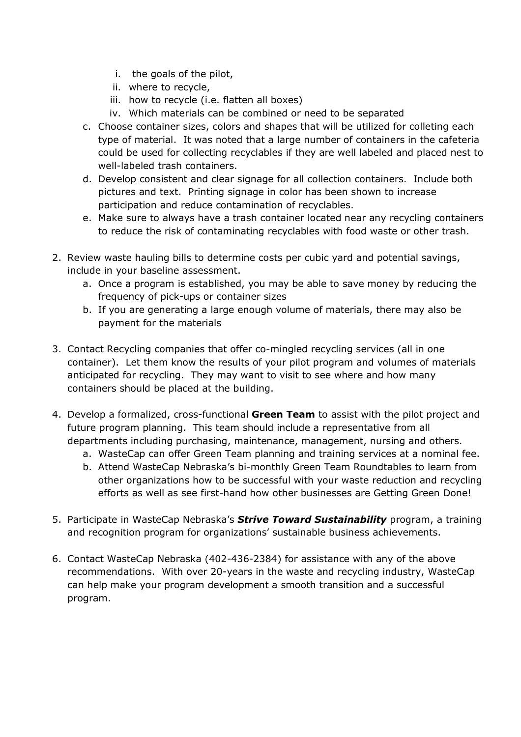i. the goals of the pilot,
   ii. where to recycle,
   iii. how to recycle (i.e. flatten all boxes)
   iv. Which materials can be combined or need to be separated

c. Choose container sizes, colors and shapes that will be utilized for colleting each type of material. It was noted that a large number of containers in the cafeteria could be used for collecting recyclables if they are well labeled and placed nest to well-labeled trash containers.
d. Develop consistent and clear signage for all collection containers. Include both pictures and text. Printing signage in color has been shown to increase participation and reduce contamination of recyclables.
e. Make sure to always have a trash container located near any recycling containers to reduce the risk of contaminating recyclables with food waste or other trash.

2. Review waste hauling bills to determine costs per cubic yard and potential savings, include in your baseline assessment.
   a. Once a program is established, you may be able to save money by reducing the frequency of pick-ups or container sizes
   b. If you are generating a large enough volume of materials, there may also be payment for the materials

3. Contact Recycling companies that offer co-mingled recycling services (all in one container). Let them know the results of your pilot program and volumes of materials anticipated for recycling. They may want to visit to see where and how many containers should be placed at the building.

4. Develop a formalized, cross-functional **Green Team** to assist with the pilot project and future program planning. This team should include a representative from all departments including purchasing, maintenance, management, nursing and others.
   a. WasteCap can offer Green Team planning and training services at a nominal fee.
   b. Attend WasteCap Nebraska's bi-monthly Green Team Roundtables to learn from other organizations how to be successful with your waste reduction and recycling efforts as well as see first-hand how other businesses are Getting Green Done!

5. Participate in WasteCap Nebraska's ***Strive Toward Sustainability*** program, a training and recognition program for organizations' sustainable business achievements.

6. Contact WasteCap Nebraska (402-436-2384) for assistance with any of the above recommendations. With over 20-years in the waste and recycling industry, WasteCap can help make your program development a smooth transition and a successful program.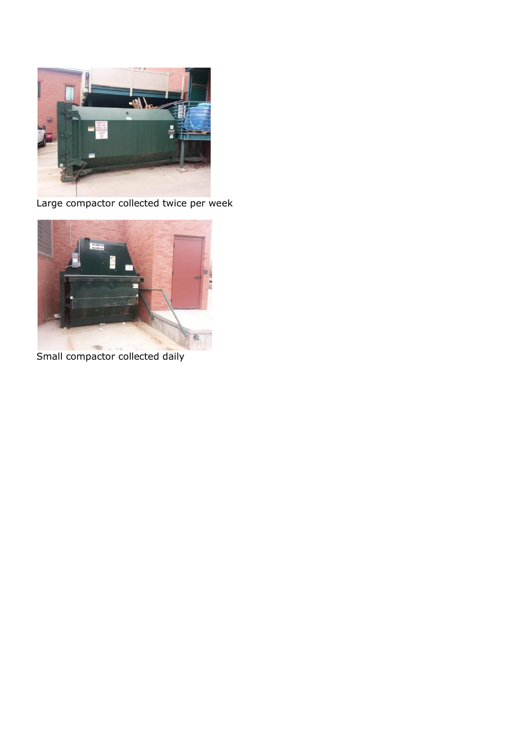Large compactor collected twice per week

Small compactor collected daily